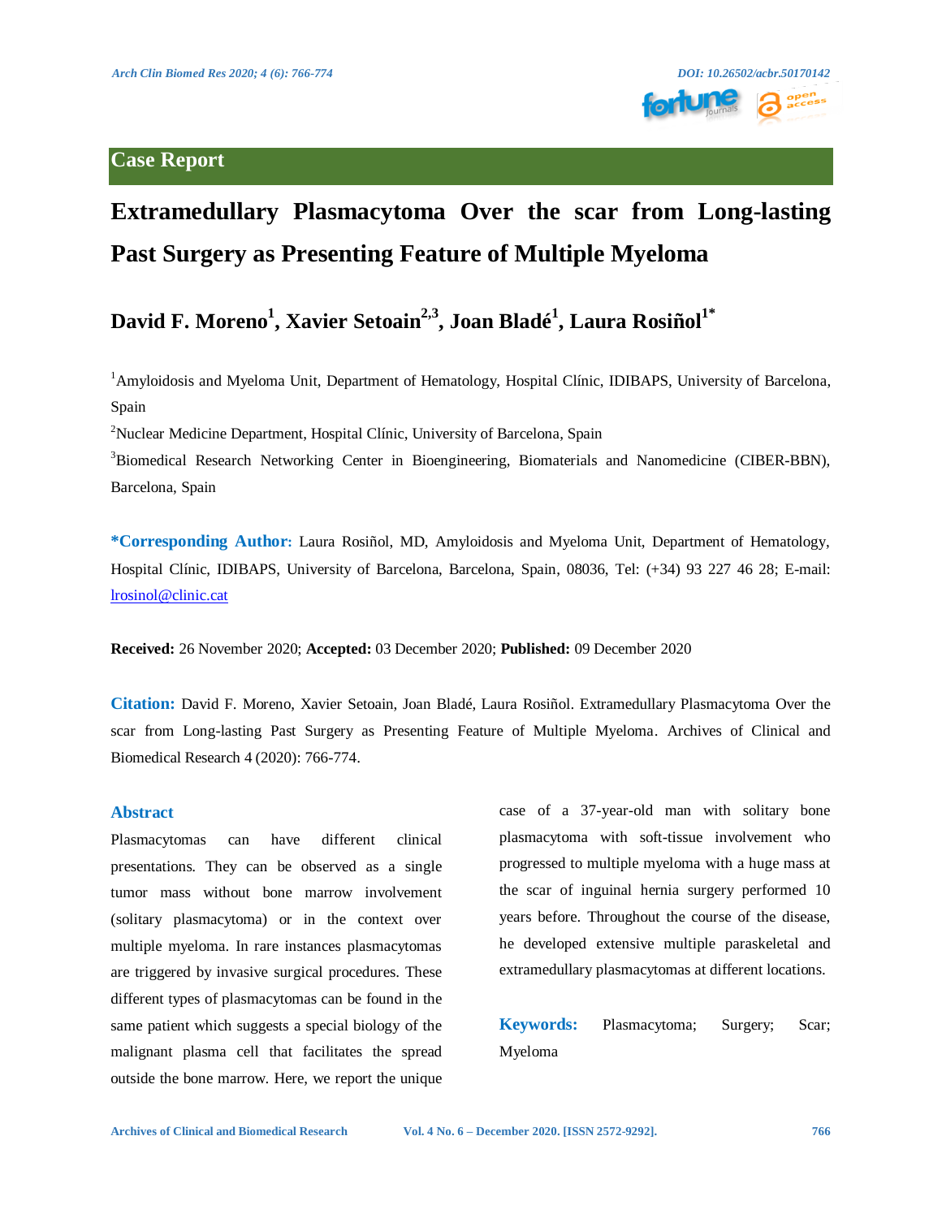Case Report

# Extramedullary Plasmacytoma Over the scar from Long-lasting Past Surgery as Presenting Feature of Multiple Myeloma

**David F. Moreno[1], Xavier Setoain[2,3], Joan Bladé[1], Laura Rosiñol[1*]**

[1]Amyloidosis and Myeloma Unit, Department of Hematology, Hospital Clínic, IDIBAPS, University of Barcelona, Spain

[2]Nuclear Medicine Department, Hospital Clínic, University of Barcelona, Spain

[3]Biomedical Research Networking Center in Bioengineering, Biomaterials and Nanomedicine (CIBER-BBN), Barcelona, Spain

**\*Corresponding Author:** Laura Rosiñol, MD, Amyloidosis and Myeloma Unit, Department of Hematology, Hospital Clínic, IDIBAPS, University of Barcelona, Barcelona, Spain, 08036, Tel: (+34) 93 227 46 28; E-mail: lrosinol@clinic.cat

**Received:** 26 November 2020; **Accepted:** 03 December 2020; **Published:** 09 December 2020

**Citation:** David F. Moreno, Xavier Setoain, Joan Bladé, Laura Rosiñol. Extramedullary Plasmacytoma Over the scar from Long-lasting Past Surgery as Presenting Feature of Multiple Myeloma. Archives of Clinical and Biomedical Research 4 (2020): 766-774.

## Abstract

Plasmacytomas can have different clinical presentations. They can be observed as a single tumor mass without bone marrow involvement (solitary plasmacytoma) or in the context over multiple myeloma. In rare instances plasmacytomas are triggered by invasive surgical procedures. These different types of plasmacytomas can be found in the same patient which suggests a special biology of the malignant plasma cell that facilitates the spread outside the bone marrow. Here, we report the unique case of a 37-year-old man with solitary bone plasmacytoma with soft-tissue involvement who progressed to multiple myeloma with a huge mass at the scar of inguinal hernia surgery performed 10 years before. Throughout the course of the disease, he developed extensive multiple paraskeletal and extramedullary plasmacytomas at different locations.

**Keywords:** Plasmacytoma; Surgery; Scar; Myeloma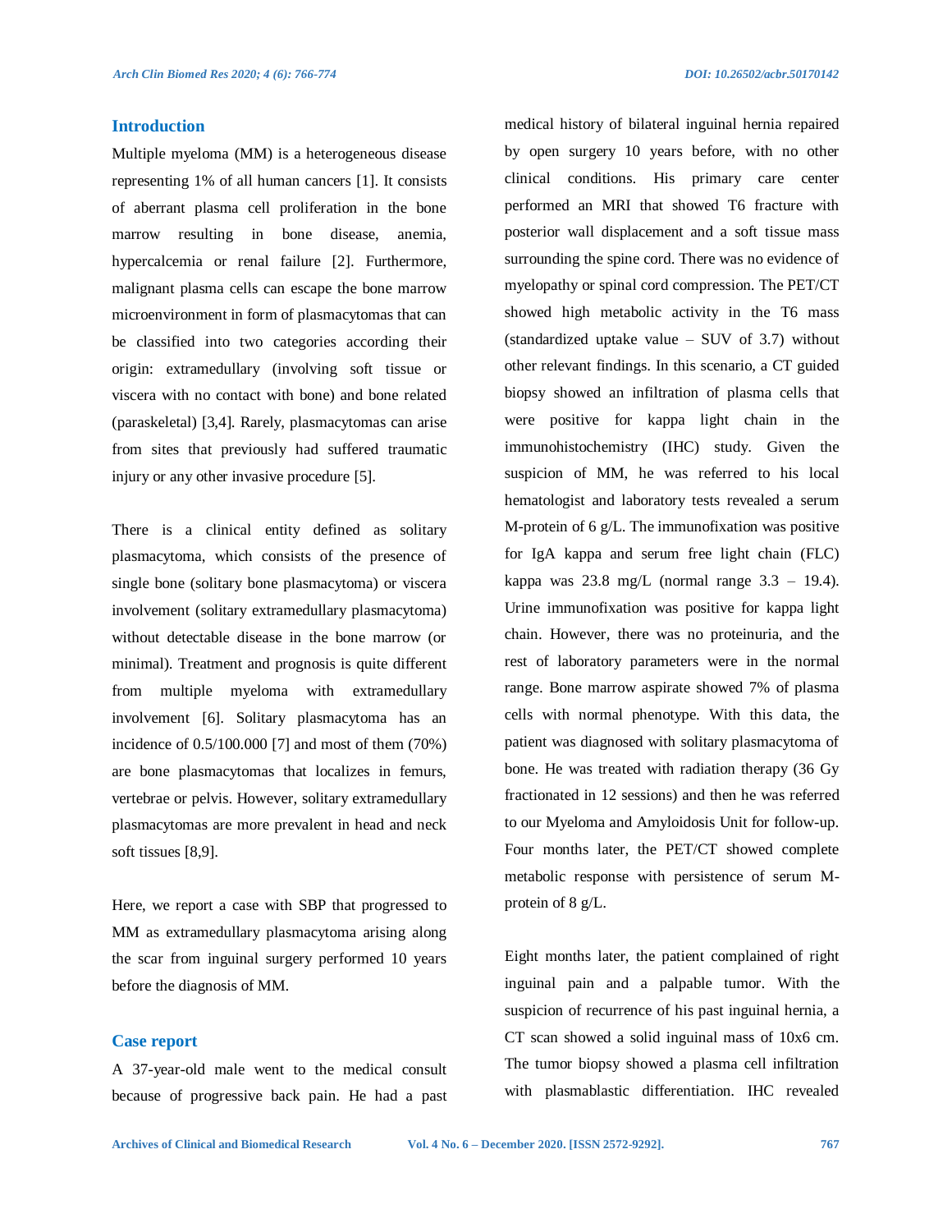## Introduction

Multiple myeloma (MM) is a heterogeneous disease representing 1% of all human cancers [1]. It consists of aberrant plasma cell proliferation in the bone marrow resulting in bone disease, anemia, hypercalcemia or renal failure [2]. Furthermore, malignant plasma cells can escape the bone marrow microenvironment in form of plasmacytomas that can be classified into two categories according their origin: extramedullary (involving soft tissue or viscera with no contact with bone) and bone related (paraskeletal) [3,4]. Rarely, plasmacytomas can arise from sites that previously had suffered traumatic injury or any other invasive procedure [5].

There is a clinical entity defined as solitary plasmacytoma, which consists of the presence of single bone (solitary bone plasmacytoma) or viscera involvement (solitary extramedullary plasmacytoma) without detectable disease in the bone marrow (or minimal). Treatment and prognosis is quite different from multiple myeloma with extramedullary involvement [6]. Solitary plasmacytoma has an incidence of 0.5/100.000 [7] and most of them (70%) are bone plasmacytomas that localizes in femurs, vertebrae or pelvis. However, solitary extramedullary plasmacytomas are more prevalent in head and neck soft tissues [8,9].

Here, we report a case with SBP that progressed to MM as extramedullary plasmacytoma arising along the scar from inguinal surgery performed 10 years before the diagnosis of MM.

## Case report

A 37-year-old male went to the medical consult because of progressive back pain. He had a past medical history of bilateral inguinal hernia repaired by open surgery 10 years before, with no other clinical conditions. His primary care center performed an MRI that showed T6 fracture with posterior wall displacement and a soft tissue mass surrounding the spine cord. There was no evidence of myelopathy or spinal cord compression. The PET/CT showed high metabolic activity in the T6 mass (standardized uptake value – SUV of 3.7) without other relevant findings. In this scenario, a CT guided biopsy showed an infiltration of plasma cells that were positive for kappa light chain in the immunohistochemistry (IHC) study. Given the suspicion of MM, he was referred to his local hematologist and laboratory tests revealed a serum M-protein of 6 g/L. The immunofixation was positive for IgA kappa and serum free light chain (FLC) kappa was 23.8 mg/L (normal range 3.3 – 19.4). Urine immunofixation was positive for kappa light chain. However, there was no proteinuria, and the rest of laboratory parameters were in the normal range. Bone marrow aspirate showed 7% of plasma cells with normal phenotype. With this data, the patient was diagnosed with solitary plasmacytoma of bone. He was treated with radiation therapy (36 Gy fractionated in 12 sessions) and then he was referred to our Myeloma and Amyloidosis Unit for follow-up. Four months later, the PET/CT showed complete metabolic response with persistence of serum M-protein of 8 g/L.

Eight months later, the patient complained of right inguinal pain and a palpable tumor. With the suspicion of recurrence of his past inguinal hernia, a CT scan showed a solid inguinal mass of 10x6 cm. The tumor biopsy showed a plasma cell infiltration with plasmablastic differentiation. IHC revealed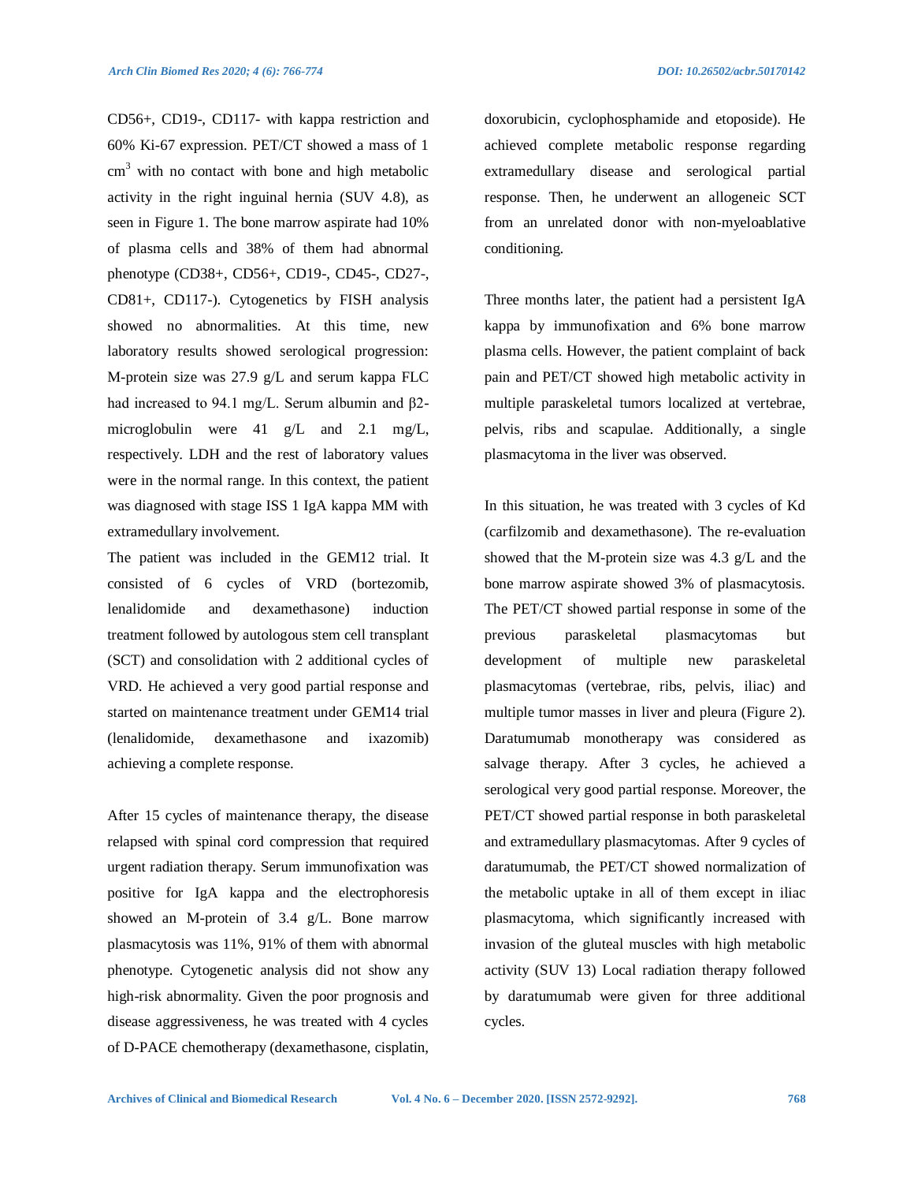CD56+, CD19-, CD117- with kappa restriction and 60% Ki-67 expression. PET/CT showed a mass of 1 $cm^3$ with no contact with bone and high metabolic activity in the right inguinal hernia (SUV 4.8), as seen in Figure 1. The bone marrow aspirate had 10% of plasma cells and 38% of them had abnormal phenotype (CD38+, CD56+, CD19-, CD45-, CD27-, CD81+, CD117-). Cytogenetics by FISH analysis showed no abnormalities. At this time, new laboratory results showed serological progression: M-protein size was 27.9 g/L and serum kappa FLC had increased to 94.1 mg/L. Serum albumin and β2-microglobulin were 41 g/L and 2.1 mg/L, respectively. LDH and the rest of laboratory values were in the normal range. In this context, the patient was diagnosed with stage ISS 1 IgA kappa MM with extramedullary involvement.

The patient was included in the GEM12 trial. It consisted of 6 cycles of VRD (bortezomib, lenalidomide and dexamethasone) induction treatment followed by autologous stem cell transplant (SCT) and consolidation with 2 additional cycles of VRD. He achieved a very good partial response and started on maintenance treatment under GEM14 trial (lenalidomide, dexamethasone and ixazomib) achieving a complete response.

After 15 cycles of maintenance therapy, the disease relapsed with spinal cord compression that required urgent radiation therapy. Serum immunofixation was positive for IgA kappa and the electrophoresis showed an M-protein of 3.4 g/L. Bone marrow plasmacytosis was 11%, 91% of them with abnormal phenotype. Cytogenetic analysis did not show any high-risk abnormality. Given the poor prognosis and disease aggressiveness, he was treated with 4 cycles of D-PACE chemotherapy (dexamethasone, cisplatin, doxorubicin, cyclophosphamide and etoposide). He achieved complete metabolic response regarding extramedullary disease and serological partial response. Then, he underwent an allogeneic SCT from an unrelated donor with non-myeloablative conditioning.

Three months later, the patient had a persistent IgA kappa by immunofixation and 6% bone marrow plasma cells. However, the patient complaint of back pain and PET/CT showed high metabolic activity in multiple paraskeletal tumors localized at vertebrae, pelvis, ribs and scapulae. Additionally, a single plasmacytoma in the liver was observed.

In this situation, he was treated with 3 cycles of Kd (carfilzomib and dexamethasone). The re-evaluation showed that the M-protein size was 4.3 g/L and the bone marrow aspirate showed 3% of plasmacytosis. The PET/CT showed partial response in some of the previous paraskeletal plasmacytomas but development of multiple new paraskeletal plasmacytomas (vertebrae, ribs, pelvis, iliac) and multiple tumor masses in liver and pleura (Figure 2). Daratumumab monotherapy was considered as salvage therapy. After 3 cycles, he achieved a serological very good partial response. Moreover, the PET/CT showed partial response in both paraskeletal and extramedullary plasmacytomas. After 9 cycles of daratumumab, the PET/CT showed normalization of the metabolic uptake in all of them except in iliac plasmacytoma, which significantly increased with invasion of the gluteal muscles with high metabolic activity (SUV 13) Local radiation therapy followed by daratumumab were given for three additional cycles.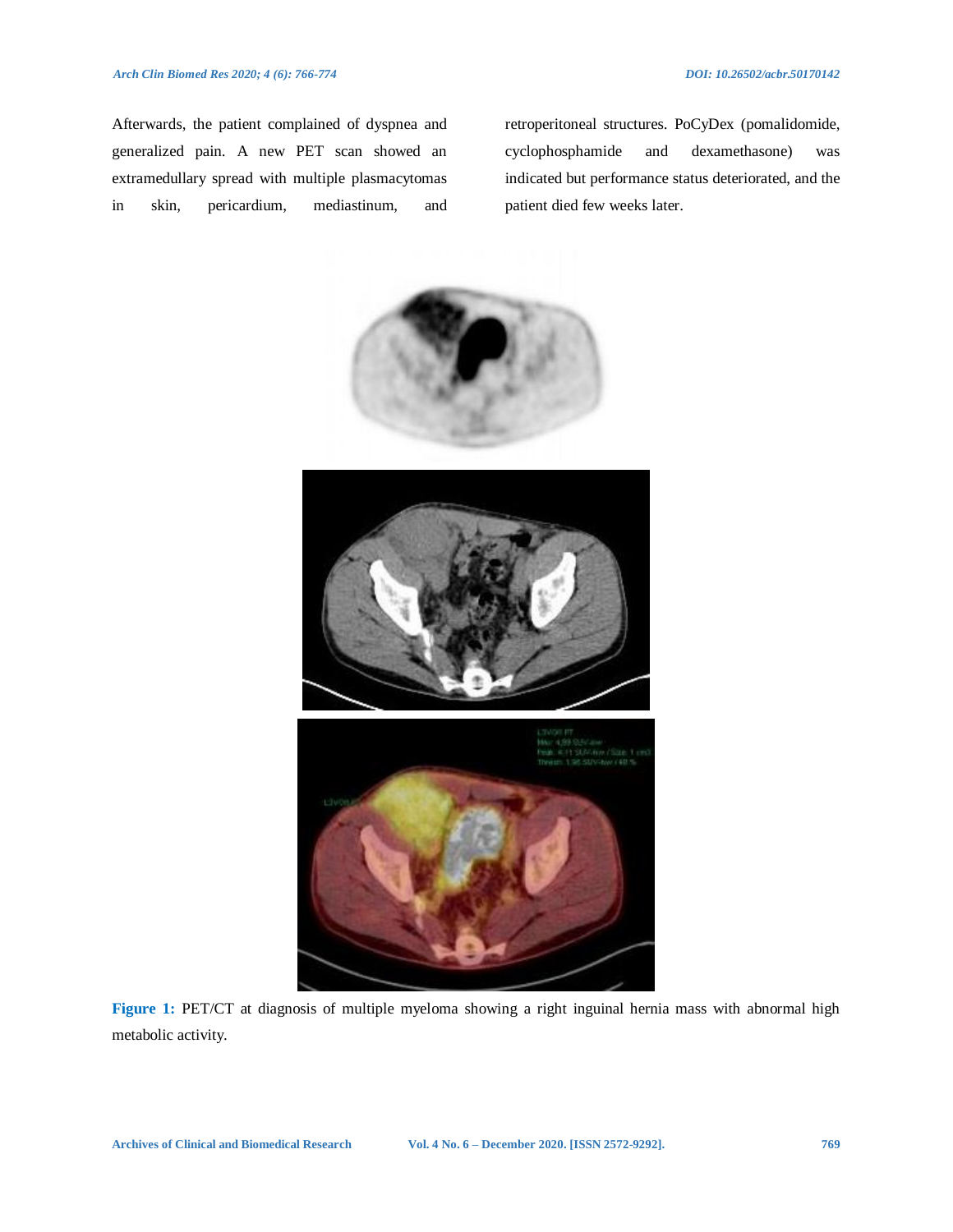Afterwards, the patient complained of dyspnea and generalized pain. A new PET scan showed an extramedullary spread with multiple plasmacytomas in skin, pericardium, mediastinum, and retroperitoneal structures. PoCyDex (pomalidomide, cyclophosphamide and dexamethasone) was indicated but performance status deteriorated, and the patient died few weeks later.

**Figure 1:** PET/CT at diagnosis of multiple myeloma showing a right inguinal hernia mass with abnormal high metabolic activity.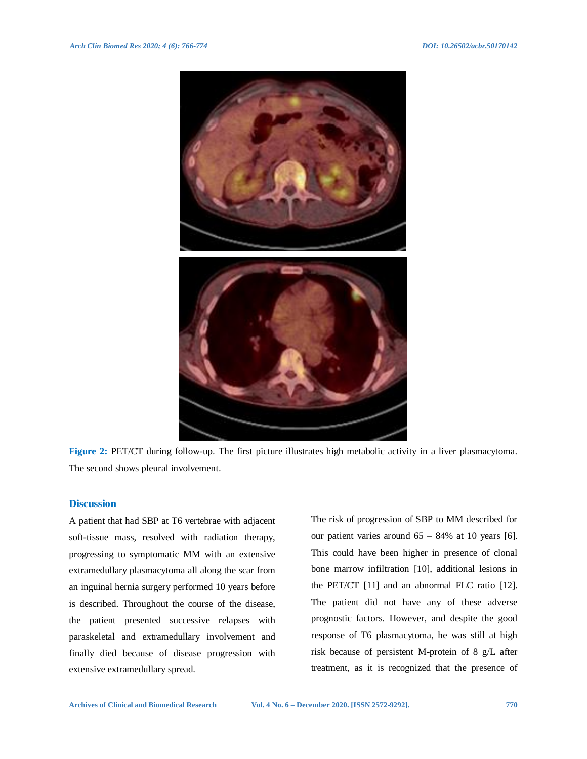**Figure 2:** PET/CT during follow-up. The first picture illustrates high metabolic activity in a liver plasmacytoma. The second shows pleural involvement.

## Discussion

A patient that had SBP at T6 vertebrae with adjacent soft-tissue mass, resolved with radiation therapy, progressing to symptomatic MM with an extensive extramedullary plasmacytoma all along the scar from an inguinal hernia surgery performed 10 years before is described. Throughout the course of the disease, the patient presented successive relapses with paraskeletal and extramedullary involvement and finally died because of disease progression with extensive extramedullary spread.

The risk of progression of SBP to MM described for our patient varies around 65 – 84% at 10 years [6]. This could have been higher in presence of clonal bone marrow infiltration [10], additional lesions in the PET/CT [11] and an abnormal FLC ratio [12]. The patient did not have any of these adverse prognostic factors. However, and despite the good response of T6 plasmacytoma, he was still at high risk because of persistent M-protein of 8 g/L after treatment, as it is recognized that the presence of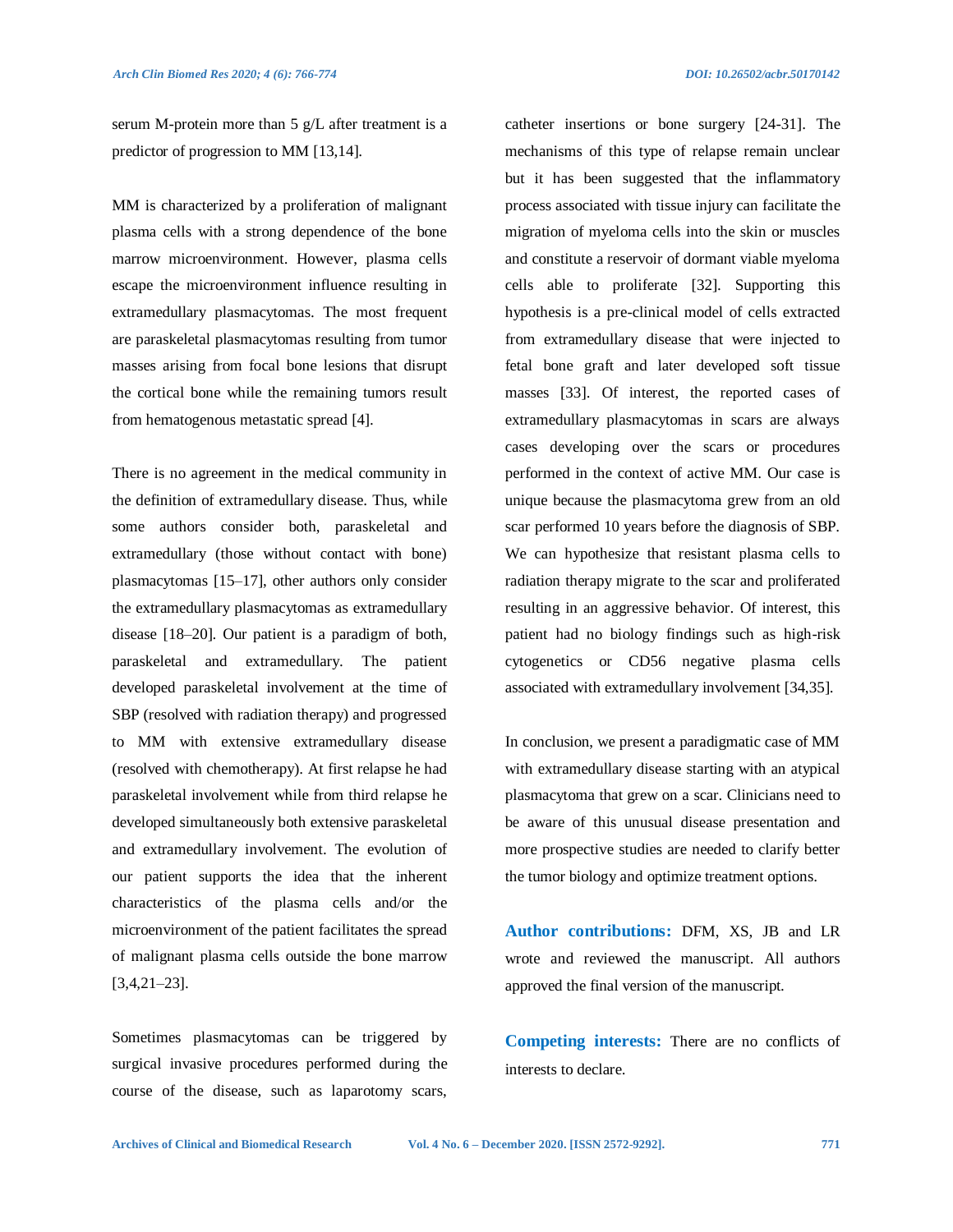serum M-protein more than 5 g/L after treatment is a predictor of progression to MM [13,14].

MM is characterized by a proliferation of malignant plasma cells with a strong dependence of the bone marrow microenvironment. However, plasma cells escape the microenvironment influence resulting in extramedullary plasmacytomas. The most frequent are paraskeletal plasmacytomas resulting from tumor masses arising from focal bone lesions that disrupt the cortical bone while the remaining tumors result from hematogenous metastatic spread [4].

There is no agreement in the medical community in the definition of extramedullary disease. Thus, while some authors consider both, paraskeletal and extramedullary (those without contact with bone) plasmacytomas [15–17], other authors only consider the extramedullary plasmacytomas as extramedullary disease [18–20]. Our patient is a paradigm of both, paraskeletal and extramedullary. The patient developed paraskeletal involvement at the time of SBP (resolved with radiation therapy) and progressed to MM with extensive extramedullary disease (resolved with chemotherapy). At first relapse he had paraskeletal involvement while from third relapse he developed simultaneously both extensive paraskeletal and extramedullary involvement. The evolution of our patient supports the idea that the inherent characteristics of the plasma cells and/or the microenvironment of the patient facilitates the spread of malignant plasma cells outside the bone marrow [3,4,21–23].

Sometimes plasmacytomas can be triggered by surgical invasive procedures performed during the course of the disease, such as laparotomy scars, catheter insertions or bone surgery [24-31]. The mechanisms of this type of relapse remain unclear but it has been suggested that the inflammatory process associated with tissue injury can facilitate the migration of myeloma cells into the skin or muscles and constitute a reservoir of dormant viable myeloma cells able to proliferate [32]. Supporting this hypothesis is a pre-clinical model of cells extracted from extramedullary disease that were injected to fetal bone graft and later developed soft tissue masses [33]. Of interest, the reported cases of extramedullary plasmacytomas in scars are always cases developing over the scars or procedures performed in the context of active MM. Our case is unique because the plasmacytoma grew from an old scar performed 10 years before the diagnosis of SBP. We can hypothesize that resistant plasma cells to radiation therapy migrate to the scar and proliferated resulting in an aggressive behavior. Of interest, this patient had no biology findings such as high-risk cytogenetics or CD56 negative plasma cells associated with extramedullary involvement [34,35].

In conclusion, we present a paradigmatic case of MM with extramedullary disease starting with an atypical plasmacytoma that grew on a scar. Clinicians need to be aware of this unusual disease presentation and more prospective studies are needed to clarify better the tumor biology and optimize treatment options.

**Author contributions:** DFM, XS, JB and LR wrote and reviewed the manuscript. All authors approved the final version of the manuscript.

**Competing interests:** There are no conflicts of interests to declare.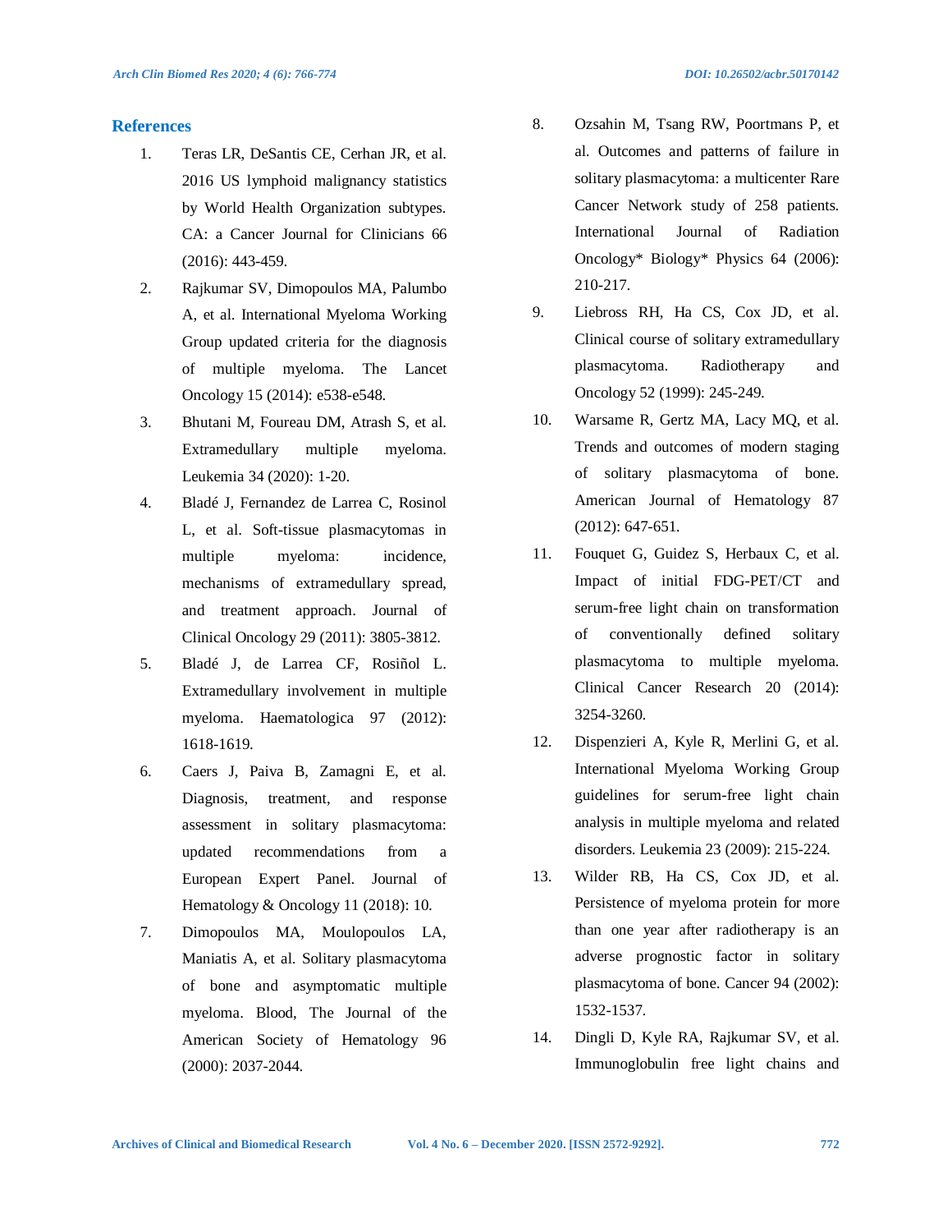## References

1. Teras LR, DeSantis CE, Cerhan JR, et al. 2016 US lymphoid malignancy statistics by World Health Organization subtypes. CA: a Cancer Journal for Clinicians 66 (2016): 443-459.
2. Rajkumar SV, Dimopoulos MA, Palumbo A, et al. International Myeloma Working Group updated criteria for the diagnosis of multiple myeloma. The Lancet Oncology 15 (2014): e538-e548.
3. Bhutani M, Foureau DM, Atrash S, et al. Extramedullary multiple myeloma. Leukemia 34 (2020): 1-20.
4. Bladé J, Fernandez de Larrea C, Rosinol L, et al. Soft-tissue plasmacytomas in multiple myeloma: incidence, mechanisms of extramedullary spread, and treatment approach. Journal of Clinical Oncology 29 (2011): 3805-3812.
5. Bladé J, de Larrea CF, Rosiñol L. Extramedullary involvement in multiple myeloma. Haematologica 97 (2012): 1618-1619.
6. Caers J, Paiva B, Zamagni E, et al. Diagnosis, treatment, and response assessment in solitary plasmacytoma: updated recommendations from a European Expert Panel. Journal of Hematology & Oncology 11 (2018): 10.
7. Dimopoulos MA, Moulopoulos LA, Maniatis A, et al. Solitary plasmacytoma of bone and asymptomatic multiple myeloma. Blood, The Journal of the American Society of Hematology 96 (2000): 2037-2044.
8. Ozsahin M, Tsang RW, Poortmans P, et al. Outcomes and patterns of failure in solitary plasmacytoma: a multicenter Rare Cancer Network study of 258 patients. International Journal of Radiation Oncology* Biology* Physics 64 (2006): 210-217.
9. Liebross RH, Ha CS, Cox JD, et al. Clinical course of solitary extramedullary plasmacytoma. Radiotherapy and Oncology 52 (1999): 245-249.
10. Warsame R, Gertz MA, Lacy MQ, et al. Trends and outcomes of modern staging of solitary plasmacytoma of bone. American Journal of Hematology 87 (2012): 647-651.
11. Fouquet G, Guidez S, Herbaux C, et al. Impact of initial FDG-PET/CT and serum-free light chain on transformation of conventionally defined solitary plasmacytoma to multiple myeloma. Clinical Cancer Research 20 (2014): 3254-3260.
12. Dispenzieri A, Kyle R, Merlini G, et al. International Myeloma Working Group guidelines for serum-free light chain analysis in multiple myeloma and related disorders. Leukemia 23 (2009): 215-224.
13. Wilder RB, Ha CS, Cox JD, et al. Persistence of myeloma protein for more than one year after radiotherapy is an adverse prognostic factor in solitary plasmacytoma of bone. Cancer 94 (2002): 1532-1537.
14. Dingli D, Kyle RA, Rajkumar SV, et al. Immunoglobulin free light chains and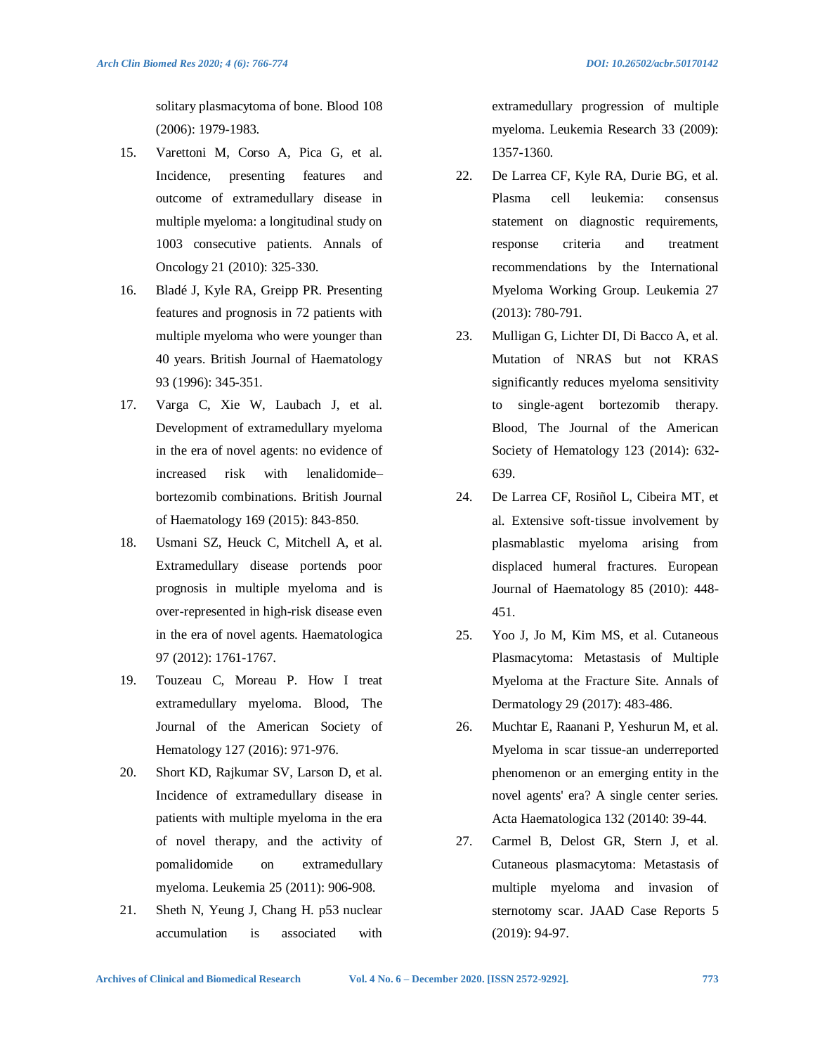solitary plasmacytoma of bone. Blood 108 (2006): 1979-1983.

15. Varettoni M, Corso A, Pica G, et al. Incidence, presenting features and outcome of extramedullary disease in multiple myeloma: a longitudinal study on 1003 consecutive patients. Annals of Oncology 21 (2010): 325-330.
16. Bladé J, Kyle RA, Greipp PR. Presenting features and prognosis in 72 patients with multiple myeloma who were younger than 40 years. British Journal of Haematology 93 (1996): 345-351.
17. Varga C, Xie W, Laubach J, et al. Development of extramedullary myeloma in the era of novel agents: no evidence of increased risk with lenalidomide–bortezomib combinations. British Journal of Haematology 169 (2015): 843-850.
18. Usmani SZ, Heuck C, Mitchell A, et al. Extramedullary disease portends poor prognosis in multiple myeloma and is over-represented in high-risk disease even in the era of novel agents. Haematologica 97 (2012): 1761-1767.
19. Touzeau C, Moreau P. How I treat extramedullary myeloma. Blood, The Journal of the American Society of Hematology 127 (2016): 971-976.
20. Short KD, Rajkumar SV, Larson D, et al. Incidence of extramedullary disease in patients with multiple myeloma in the era of novel therapy, and the activity of pomalidomide on extramedullary myeloma. Leukemia 25 (2011): 906-908.
21. Sheth N, Yeung J, Chang H. p53 nuclear accumulation is associated with extramedullary progression of multiple myeloma. Leukemia Research 33 (2009): 1357-1360.
22. De Larrea CF, Kyle RA, Durie BG, et al. Plasma cell leukemia: consensus statement on diagnostic requirements, response criteria and treatment recommendations by the International Myeloma Working Group. Leukemia 27 (2013): 780-791.
23. Mulligan G, Lichter DI, Di Bacco A, et al. Mutation of NRAS but not KRAS significantly reduces myeloma sensitivity to single-agent bortezomib therapy. Blood, The Journal of the American Society of Hematology 123 (2014): 632-639.
24. De Larrea CF, Rosiñol L, Cibeira MT, et al. Extensive soft‐tissue involvement by plasmablastic myeloma arising from displaced humeral fractures. European Journal of Haematology 85 (2010): 448-451.
25. Yoo J, Jo M, Kim MS, et al. Cutaneous Plasmacytoma: Metastasis of Multiple Myeloma at the Fracture Site. Annals of Dermatology 29 (2017): 483-486.
26. Muchtar E, Raanani P, Yeshurun M, et al. Myeloma in scar tissue-an underreported phenomenon or an emerging entity in the novel agents' era? A single center series. Acta Haematologica 132 (20140: 39-44.
27. Carmel B, Delost GR, Stern J, et al. Cutaneous plasmacytoma: Metastasis of multiple myeloma and invasion of sternotomy scar. JAAD Case Reports 5 (2019): 94-97.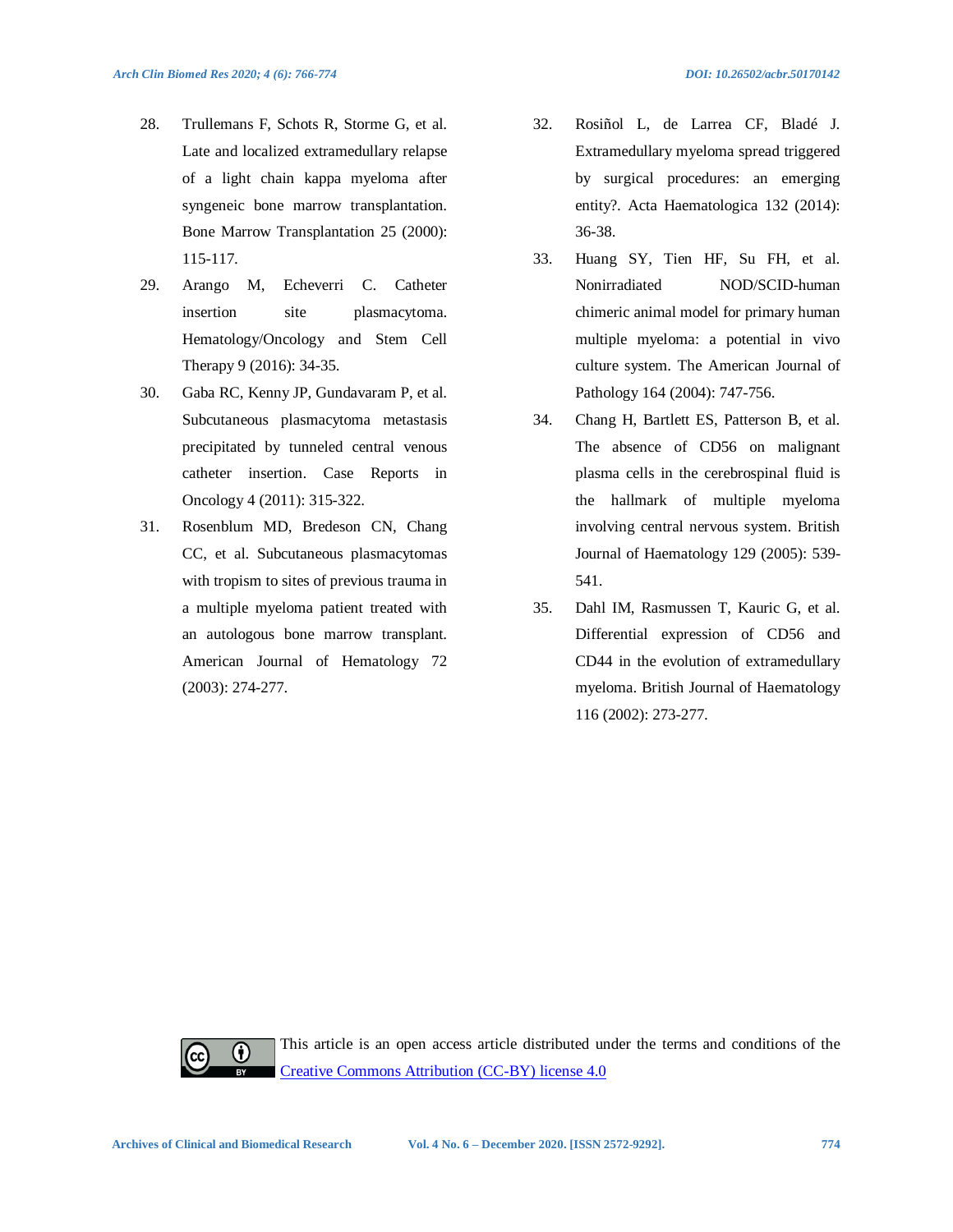28. Trullemans F, Schots R, Storme G, et al. Late and localized extramedullary relapse of a light chain kappa myeloma after syngeneic bone marrow transplantation. Bone Marrow Transplantation 25 (2000): 115-117.
29. Arango M, Echeverri C. Catheter insertion site plasmacytoma. Hematology/Oncology and Stem Cell Therapy 9 (2016): 34-35.
30. Gaba RC, Kenny JP, Gundavaram P, et al. Subcutaneous plasmacytoma metastasis precipitated by tunneled central venous catheter insertion. Case Reports in Oncology 4 (2011): 315-322.
31. Rosenblum MD, Bredeson CN, Chang CC, et al. Subcutaneous plasmacytomas with tropism to sites of previous trauma in a multiple myeloma patient treated with an autologous bone marrow transplant. American Journal of Hematology 72 (2003): 274-277.
32. Rosiñol L, de Larrea CF, Bladé J. Extramedullary myeloma spread triggered by surgical procedures: an emerging entity?. Acta Haematologica 132 (2014): 36-38.
33. Huang SY, Tien HF, Su FH, et al. Nonirradiated NOD/SCID-human chimeric animal model for primary human multiple myeloma: a potential in vivo culture system. The American Journal of Pathology 164 (2004): 747-756.
34. Chang H, Bartlett ES, Patterson B, et al. The absence of CD56 on malignant plasma cells in the cerebrospinal fluid is the hallmark of multiple myeloma involving central nervous system. British Journal of Haematology 129 (2005): 539-541.
35. Dahl IM, Rasmussen T, Kauric G, et al. Differential expression of CD56 and CD44 in the evolution of extramedullary myeloma. British Journal of Haematology 116 (2002): 273-277.

This article is an open access article distributed under the terms and conditions of the [Creative Commons Attribution (CC-BY) license 4.0](https://creativecommons.org/licenses/by/4.0/)